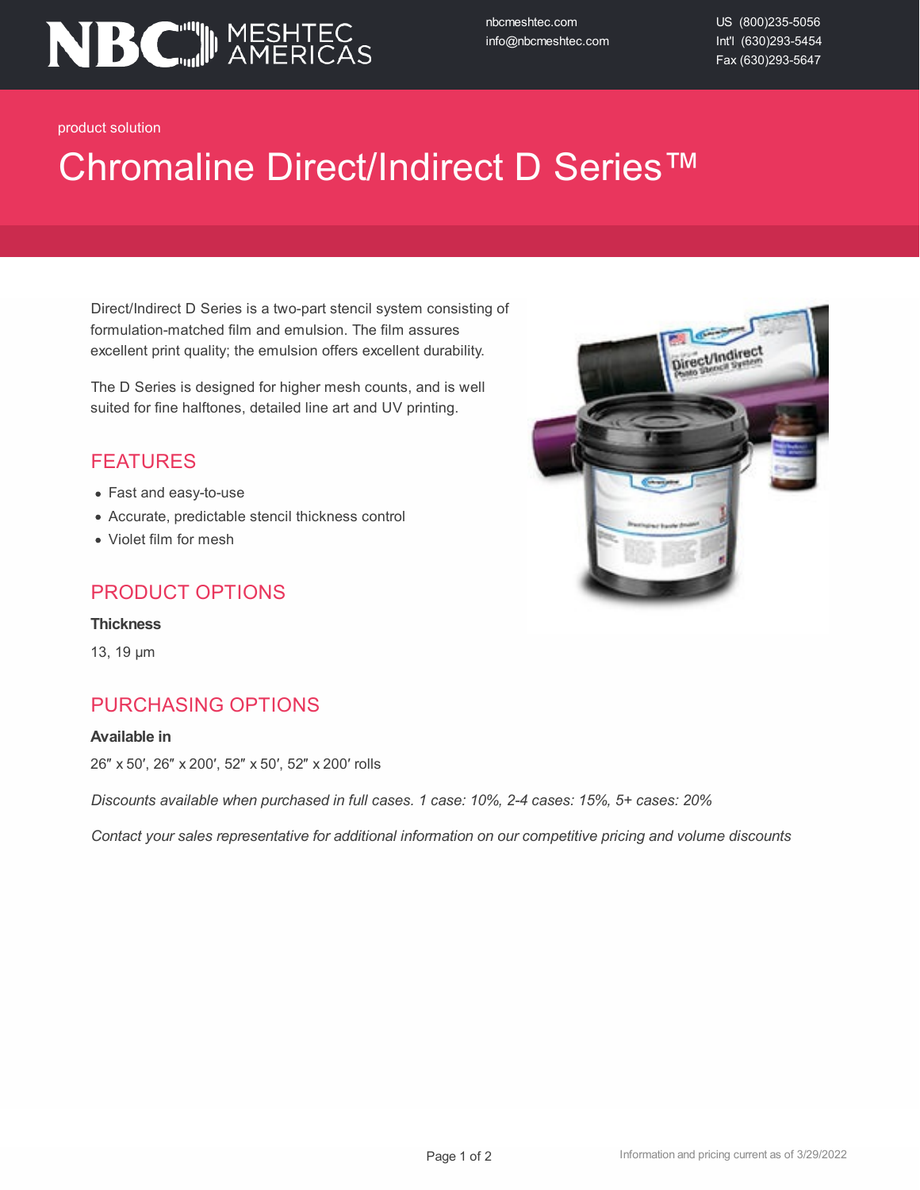NBC MESHTEC AMERICAS

nbcmeshtec.com
info@nbcmeshtec.com

US (800)235-5056
Int'l (630)293-5454
Fax (630)293-5647

product solution

# Chromaline Direct/Indirect D Series™

Direct/Indirect D Series is a two-part stencil system consisting of formulation-matched film and emulsion. The film assures excellent print quality; the emulsion offers excellent durability.

The D Series is designed for higher mesh counts, and is well suited for fine halftones, detailed line art and UV printing.

## FEATURES

- Fast and easy-to-use
- Accurate, predictable stencil thickness control
- Violet film for mesh

## PRODUCT OPTIONS

**Thickness**

13, 19 µm

## PURCHASING OPTIONS

**Available in**

26″ x 50′, 26″ x 200′, 52″ x 50′, 52″ x 200′ rolls

*Discounts available when purchased in full cases. 1 case: 10%, 2-4 cases: 15%, 5+ cases: 20%*

*Contact your sales representative for additional information on our competitive pricing and volume discounts*

Information and pricing current as of 3/29/2022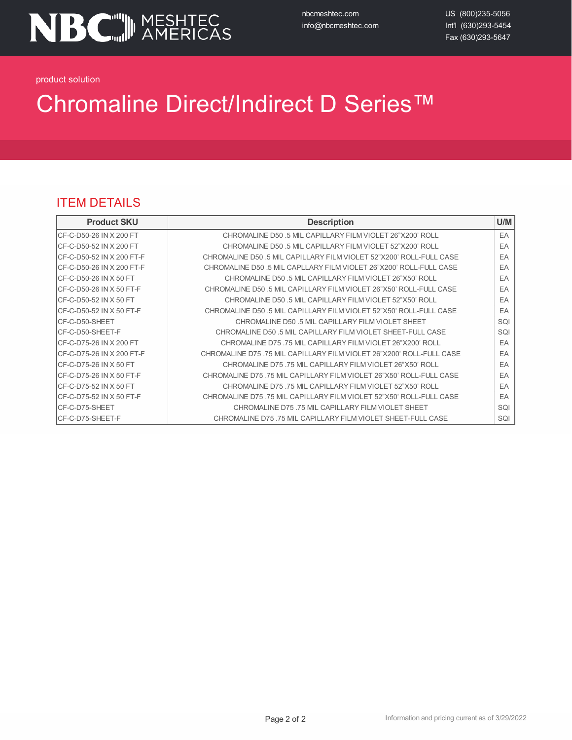product solution

# Chromaline Direct/Indirect D Series™

## ITEM DETAILS

| Product SKU | Description | U/M |
|---|---|---|
| CF-C-D50-26 IN X 200 FT | CHROMALINE D50 .5 MIL CAPILLARY FILM VIOLET 26"X200' ROLL | EA |
| CF-C-D50-52 IN X 200 FT | CHROMALINE D50 .5 MIL CAPILLARY FILM VIOLET 52"X200' ROLL | EA |
| CF-C-D50-52 IN X 200 FT-F | CHROMALINE D50 .5 MIL CAPILLARY FILM VIOLET 52"X200' ROLL-FULL CASE | EA |
| CF-C-D50-26 IN X 200 FT-F | CHROMALINE D50 .5 MIL CAPLLARY FILM VIOLET 26"X200' ROLL-FULL CASE | EA |
| CF-C-D50-26 IN X 50 FT | CHROMALINE D50 .5 MIL CAPILLARY FILM VIOLET 26"X50' ROLL | EA |
| CF-C-D50-26 IN X 50 FT-F | CHROMALINE D50 .5 MIL CAPILLARY FILM VIOLET 26"X50' ROLL-FULL CASE | EA |
| CF-C-D50-52 IN X 50 FT | CHROMALINE D50 .5 MIL CAPILLARY FILM VIOLET 52"X50' ROLL | EA |
| CF-C-D50-52 IN X 50 FT-F | CHROMALINE D50 .5 MIL CAPILLARY FILM VIOLET 52"X50' ROLL-FULL CASE | EA |
| CF-C-D50-SHEET | CHROMALINE D50 .5 MIL CAPILLARY FILM VIOLET SHEET | SQI |
| CF-C-D50-SHEET-F | CHROMALINE D50 .5 MIL CAPILLARY FILM VIOLET SHEET-FULL CASE | SQI |
| CF-C-D75-26 IN X 200 FT | CHROMALINE D75 .75 MIL CAPILLARY FILM VIOLET 26"X200' ROLL | EA |
| CF-C-D75-26 IN X 200 FT-F | CHROMALINE D75 .75 MIL CAPILLARY FILM VIOLET 26"X200' ROLL-FULL CASE | EA |
| CF-C-D75-26 IN X 50 FT | CHROMALINE D75 .75 MIL CAPILLARY FILM VIOLET 26"X50' ROLL | EA |
| CF-C-D75-26 IN X 50 FT-F | CHROMALINE D75 .75 MIL CAPILLARY FILM VIOLET 26"X50' ROLL-FULL CASE | EA |
| CF-C-D75-52 IN X 50 FT | CHROMALINE D75 .75 MIL CAPILLARY FILM VIOLET 52"X50' ROLL | EA |
| CF-C-D75-52 IN X 50 FT-F | CHROMALINE D75 .75 MIL CAPILLARY FILM VIOLET 52"X50' ROLL-FULL CASE | EA |
| CF-C-D75-SHEET | CHROMALINE D75 .75 MIL CAPILLARY FILM VIOLET SHEET | SQI |
| CF-C-D75-SHEET-F | CHROMALINE D75 .75 MIL CAPILLARY FILM VIOLET SHEET-FULL CASE | SQI |

Information and pricing current as of 3/29/2022